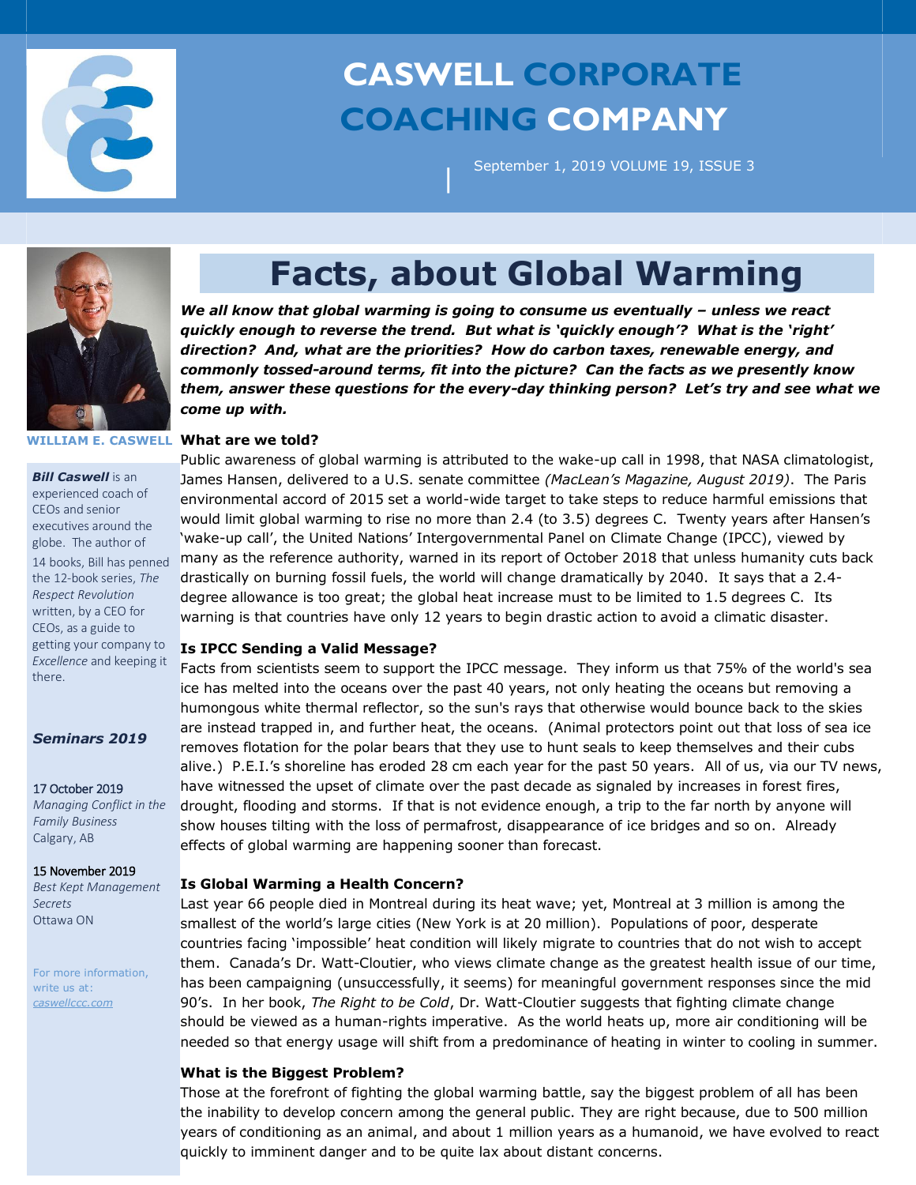# CASWELL CORPORATE COACHING COMPANY

September 1, 2019 VOLUME 19, ISSUE 3

**WILLIAM E. CASWELL**

***Bill Caswell*** is an experienced coach of CEOs and senior executives around the globe. The author of 14 books, Bill has penned the 12-book series, *The Respect Revolution* written, by a CEO for CEOs, as a guide to getting your company to *Excellence* and keeping it there.

***Seminars 2019***

17 October 2019
*Managing Conflict in the Family Business*
Calgary, AB

15 November 2019
*Best Kept Management Secrets*
Ottawa ON

For more information, write us at: *caswellccc.com*

## Facts, about Global Warming

***We all know that global warming is going to consume us eventually – unless we react quickly enough to reverse the trend. But what is 'quickly enough'? What is the 'right' direction? And, what are the priorities? How do carbon taxes, renewable energy, and commonly tossed-around terms, fit into the picture? Can the facts as we presently know them, answer these questions for the every-day thinking person? Let's try and see what we come up with.***

### What are we told?

Public awareness of global warming is attributed to the wake-up call in 1998, that NASA climatologist, James Hansen, delivered to a U.S. senate committee *(MacLean's Magazine, August 2019)*. The Paris environmental accord of 2015 set a world-wide target to take steps to reduce harmful emissions that would limit global warming to rise no more than 2.4 (to 3.5) degrees C. Twenty years after Hansen's 'wake-up call', the United Nations' Intergovernmental Panel on Climate Change (IPCC), viewed by many as the reference authority, warned in its report of October 2018 that unless humanity cuts back drastically on burning fossil fuels, the world will change dramatically by 2040. It says that a 2.4-degree allowance is too great; the global heat increase must to be limited to 1.5 degrees C. Its warning is that countries have only 12 years to begin drastic action to avoid a climatic disaster.

### Is IPCC Sending a Valid Message?

Facts from scientists seem to support the IPCC message. They inform us that 75% of the world's sea ice has melted into the oceans over the past 40 years, not only heating the oceans but removing a humongous white thermal reflector, so the sun's rays that otherwise would bounce back to the skies are instead trapped in, and further heat, the oceans. (Animal protectors point out that loss of sea ice removes flotation for the polar bears that they use to hunt seals to keep themselves and their cubs alive.) P.E.I.'s shoreline has eroded 28 cm each year for the past 50 years. All of us, via our TV news, have witnessed the upset of climate over the past decade as signaled by increases in forest fires, drought, flooding and storms. If that is not evidence enough, a trip to the far north by anyone will show houses tilting with the loss of permafrost, disappearance of ice bridges and so on. Already effects of global warming are happening sooner than forecast.

### Is Global Warming a Health Concern?

Last year 66 people died in Montreal during its heat wave; yet, Montreal at 3 million is among the smallest of the world's large cities (New York is at 20 million). Populations of poor, desperate countries facing 'impossible' heat condition will likely migrate to countries that do not wish to accept them. Canada's Dr. Watt-Cloutier, who views climate change as the greatest health issue of our time, has been campaigning (unsuccessfully, it seems) for meaningful government responses since the mid 90's. In her book, *The Right to be Cold*, Dr. Watt-Cloutier suggests that fighting climate change should be viewed as a human-rights imperative. As the world heats up, more air conditioning will be needed so that energy usage will shift from a predominance of heating in winter to cooling in summer.

### What is the Biggest Problem?

Those at the forefront of fighting the global warming battle, say the biggest problem of all has been the inability to develop concern among the general public. They are right because, due to 500 million years of conditioning as an animal, and about 1 million years as a humanoid, we have evolved to react quickly to imminent danger and to be quite lax about distant concerns.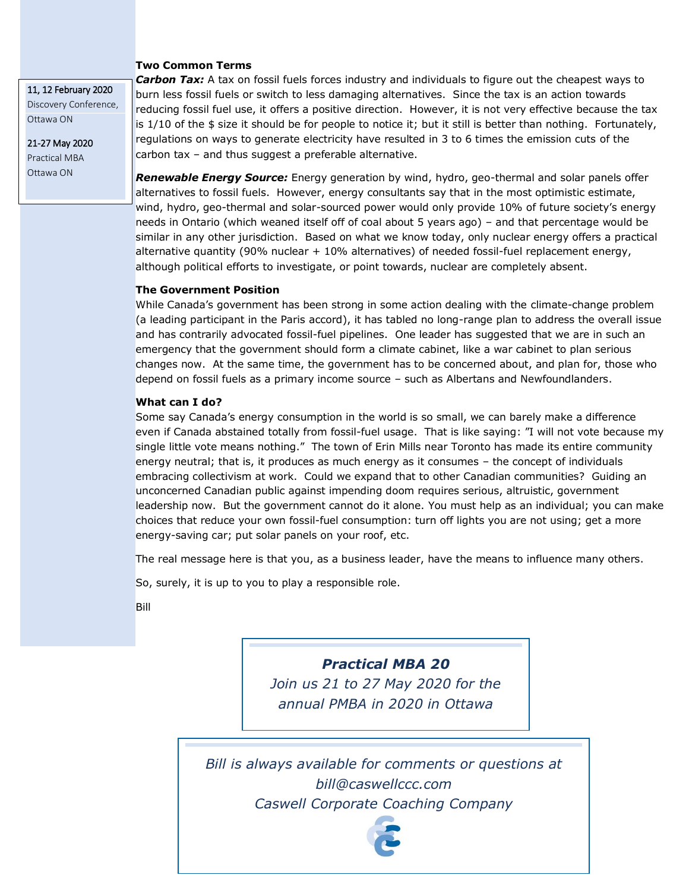11, 12 February 2020
Discovery Conference, Ottawa ON

21-27 May 2020
Practical MBA
Ottawa ON

**Two Common Terms**

***Carbon Tax:*** A tax on fossil fuels forces industry and individuals to figure out the cheapest ways to burn less fossil fuels or switch to less damaging alternatives. Since the tax is an action towards reducing fossil fuel use, it offers a positive direction. However, it is not very effective because the tax is 1/10 of the $ size it should be for people to notice it; but it still is better than nothing. Fortunately, regulations on ways to generate electricity have resulted in 3 to 6 times the emission cuts of the carbon tax – and thus suggest a preferable alternative.

***Renewable Energy Source:*** Energy generation by wind, hydro, geo-thermal and solar panels offer alternatives to fossil fuels. However, energy consultants say that in the most optimistic estimate, wind, hydro, geo-thermal and solar-sourced power would only provide 10% of future society's energy needs in Ontario (which weaned itself off of coal about 5 years ago) – and that percentage would be similar in any other jurisdiction. Based on what we know today, only nuclear energy offers a practical alternative quantity (90% nuclear + 10% alternatives) of needed fossil-fuel replacement energy, although political efforts to investigate, or point towards, nuclear are completely absent.

**The Government Position**

While Canada's government has been strong in some action dealing with the climate-change problem (a leading participant in the Paris accord), it has tabled no long-range plan to address the overall issue and has contrarily advocated fossil-fuel pipelines. One leader has suggested that we are in such an emergency that the government should form a climate cabinet, like a war cabinet to plan serious changes now. At the same time, the government has to be concerned about, and plan for, those who depend on fossil fuels as a primary income source – such as Albertans and Newfoundlanders.

**What can I do?**

Some say Canada's energy consumption in the world is so small, we can barely make a difference even if Canada abstained totally from fossil-fuel usage. That is like saying: "I will not vote because my single little vote means nothing." The town of Erin Mills near Toronto has made its entire community energy neutral; that is, it produces as much energy as it consumes – the concept of individuals embracing collectivism at work. Could we expand that to other Canadian communities? Guiding an unconcerned Canadian public against impending doom requires serious, altruistic, government leadership now. But the government cannot do it alone. You must help as an individual; you can make choices that reduce your own fossil-fuel consumption: turn off lights you are not using; get a more energy-saving car; put solar panels on your roof, etc.

The real message here is that you, as a business leader, have the means to influence many others.

So, surely, it is up to you to play a responsible role.

Bill

***Practical MBA 20***

*Join us 21 to 27 May 2020 for the annual PMBA in 2020 in Ottawa*

*Bill is always available for comments or questions at bill@caswellccc.com*

*Caswell Corporate Coaching Company*